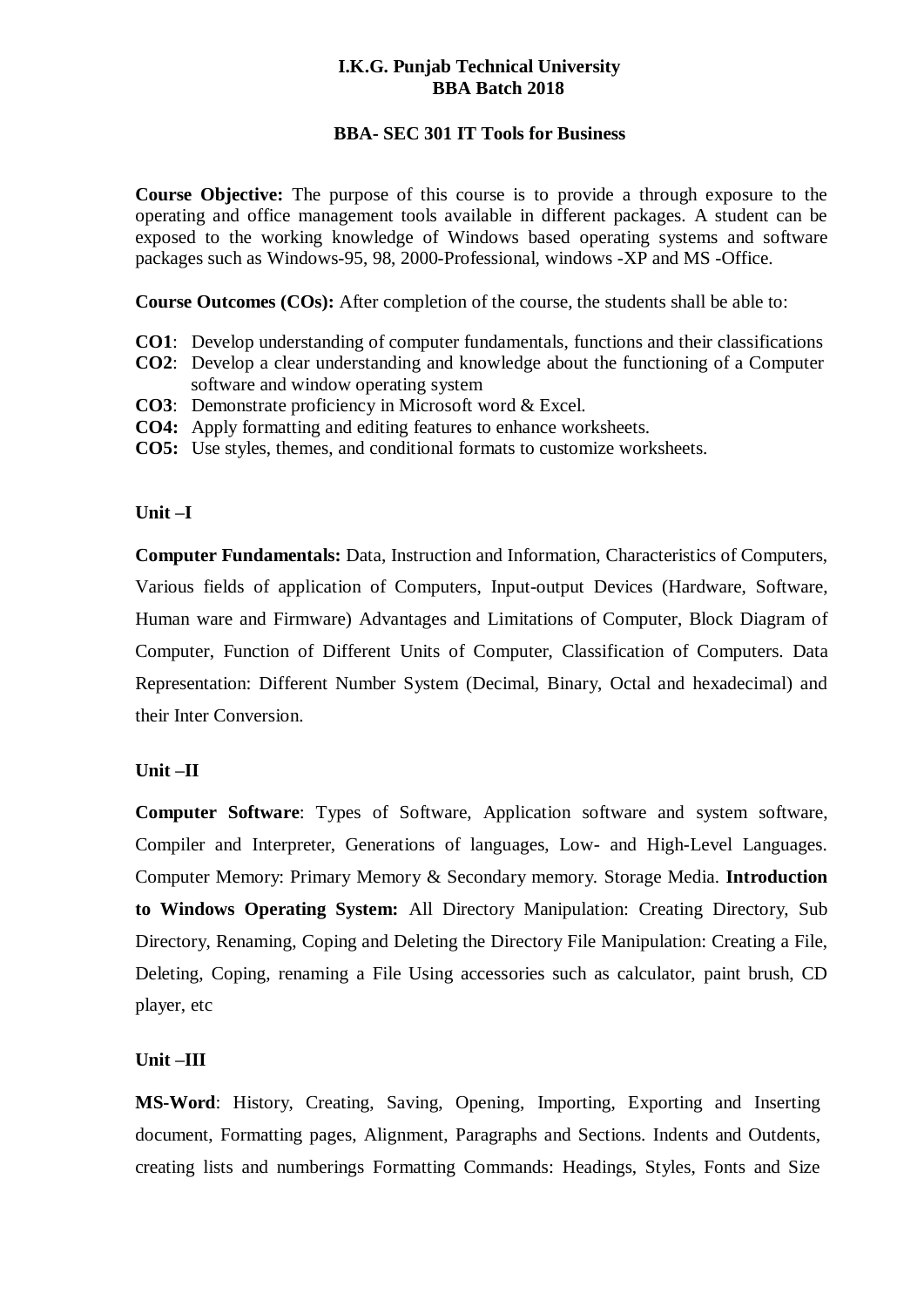**I.K.G. Punjab Technical University**
**BBA Batch 2018**

**BBA- SEC 301 IT Tools for Business**

**Course Objective:** The purpose of this course is to provide a through exposure to the operating and office management tools available in different packages. A student can be exposed to the working knowledge of Windows based operating systems and software packages such as Windows-95, 98, 2000-Professional, windows -XP and MS -Office.

**Course Outcomes (COs):** After completion of the course, the students shall be able to:

**CO1**: Develop understanding of computer fundamentals, functions and their classifications
**CO2**: Develop a clear understanding and knowledge about the functioning of a Computer software and window operating system
**CO3**: Demonstrate proficiency in Microsoft word & Excel.
**CO4:** Apply formatting and editing features to enhance worksheets.
**CO5:** Use styles, themes, and conditional formats to customize worksheets.

**Unit –I**

**Computer Fundamentals:** Data, Instruction and Information, Characteristics of Computers, Various fields of application of Computers, Input-output Devices (Hardware, Software, Human ware and Firmware) Advantages and Limitations of Computer, Block Diagram of Computer, Function of Different Units of Computer, Classification of Computers. Data Representation: Different Number System (Decimal, Binary, Octal and hexadecimal) and their Inter Conversion.

**Unit –II**

**Computer Software**: Types of Software, Application software and system software, Compiler and Interpreter, Generations of languages, Low- and High-Level Languages. Computer Memory: Primary Memory & Secondary memory. Storage Media. **Introduction to Windows Operating System:** All Directory Manipulation: Creating Directory, Sub Directory, Renaming, Coping and Deleting the Directory File Manipulation: Creating a File, Deleting, Coping, renaming a File Using accessories such as calculator, paint brush, CD player, etc

**Unit –III**

**MS-Word**: History, Creating, Saving, Opening, Importing, Exporting and Inserting document, Formatting pages, Alignment, Paragraphs and Sections. Indents and Outdents, creating lists and numberings Formatting Commands: Headings, Styles, Fonts and Size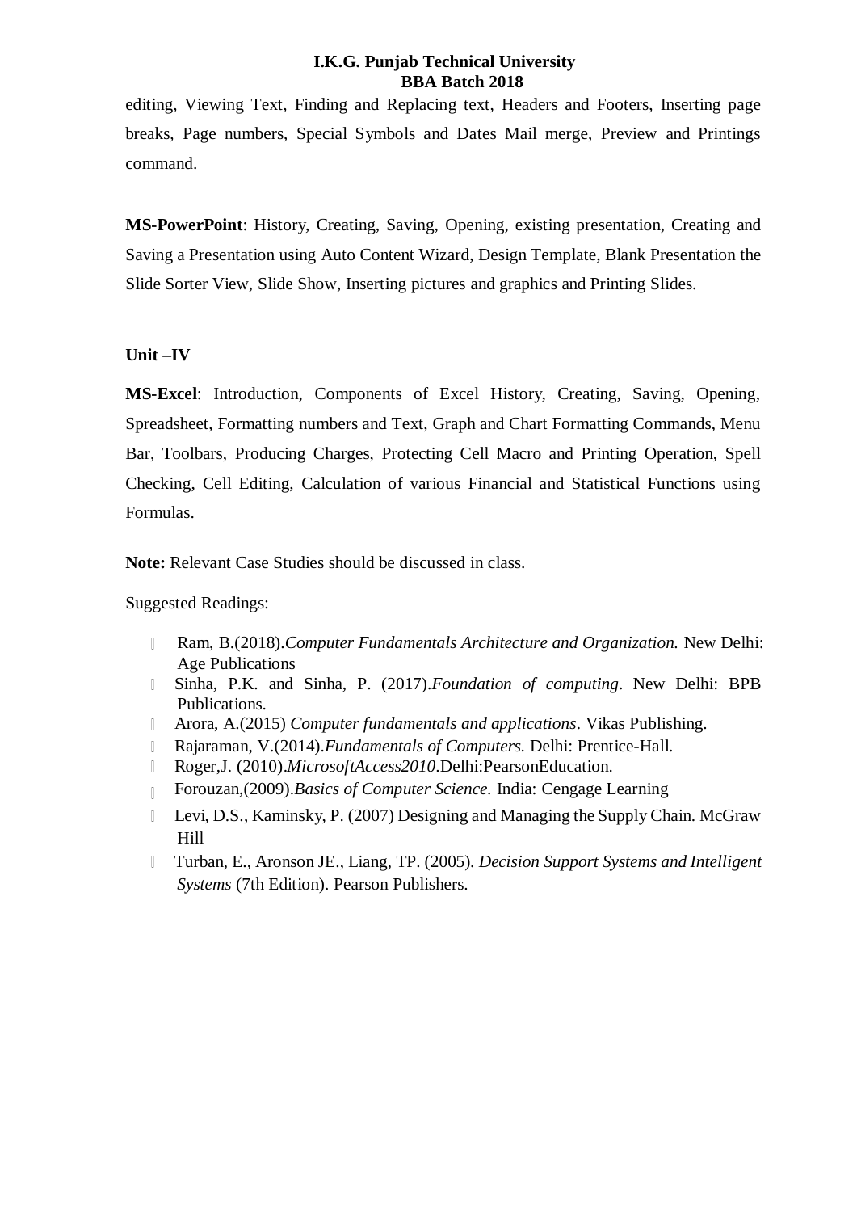editing, Viewing Text, Finding and Replacing text, Headers and Footers, Inserting page breaks, Page numbers, Special Symbols and Dates Mail merge, Preview and Printings command.

**MS-PowerPoint**: History, Creating, Saving, Opening, existing presentation, Creating and Saving a Presentation using Auto Content Wizard, Design Template, Blank Presentation the Slide Sorter View, Slide Show, Inserting pictures and graphics and Printing Slides.

**Unit –IV**

**MS-Excel**: Introduction, Components of Excel History, Creating, Saving, Opening, Spreadsheet, Formatting numbers and Text, Graph and Chart Formatting Commands, Menu Bar, Toolbars, Producing Charges, Protecting Cell Macro and Printing Operation, Spell Checking, Cell Editing, Calculation of various Financial and Statistical Functions using Formulas.

**Note:** Relevant Case Studies should be discussed in class.

Suggested Readings:

- Ram, B.(2018).*Computer Fundamentals Architecture and Organization.* New Delhi: Age Publications
- Sinha, P.K. and Sinha, P. (2017).*Foundation of computing*. New Delhi: BPB Publications.
- Arora, A.(2015) *Computer fundamentals and applications*. Vikas Publishing.
- Rajaraman, V.(2014).*Fundamentals of Computers.* Delhi: Prentice-Hall.
- Roger,J. (2010).*MicrosoftAccess2010*.Delhi:PearsonEducation.
- Forouzan,(2009).*Basics of Computer Science.* India: Cengage Learning
- Levi, D.S., Kaminsky, P. (2007) Designing and Managing the Supply Chain. McGraw Hill
- Turban, E., Aronson JE., Liang, TP. (2005). *Decision Support Systems and Intelligent Systems* (7th Edition). Pearson Publishers.